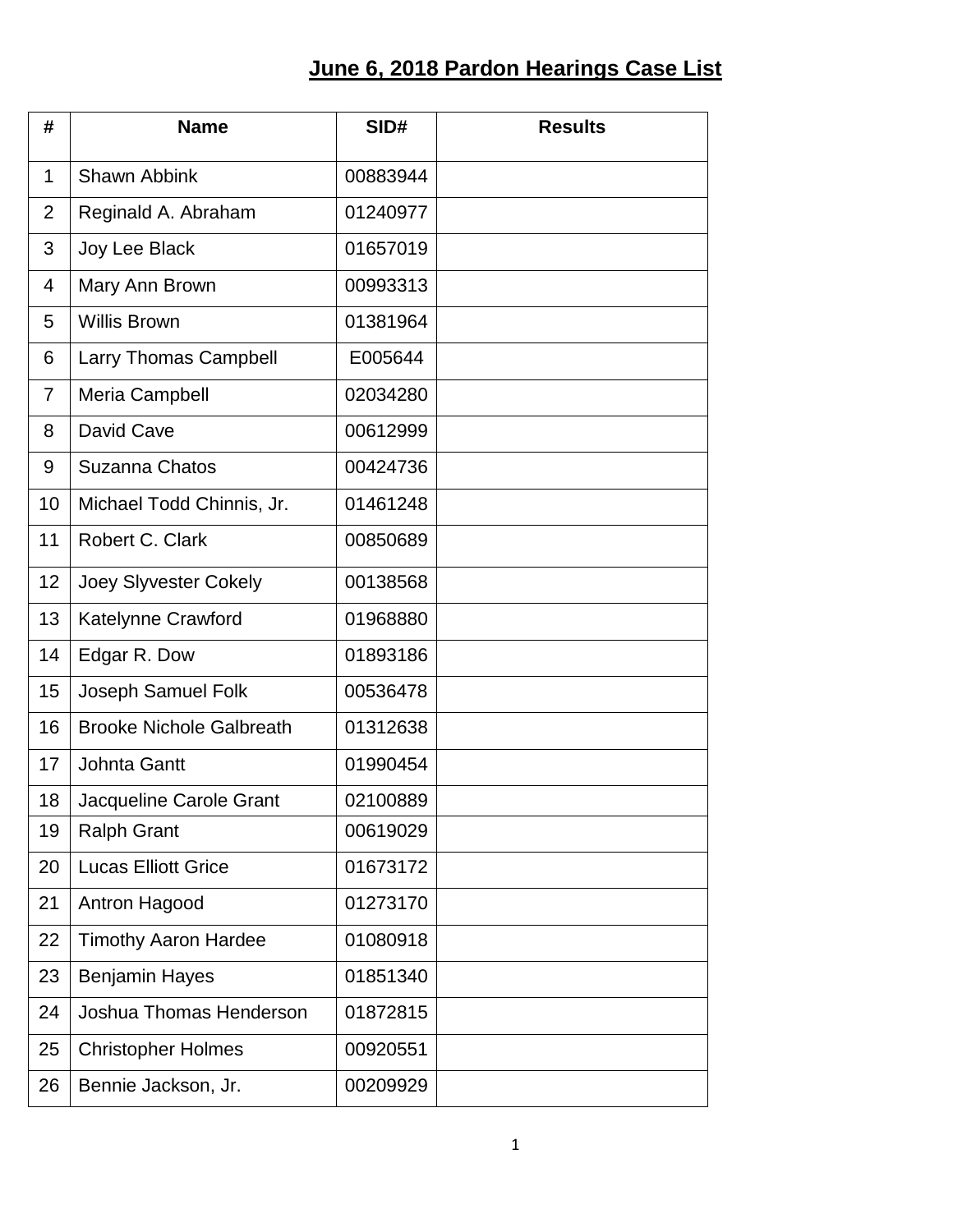# June 6, 2018 Pardon Hearings Case List

| # | Name | SID# | Results |
|---|---|---|---|
| 1 | Shawn Abbink | 00883944 | |
| 2 | Reginald A. Abraham | 01240977 | |
| 3 | Joy Lee Black | 01657019 | |
| 4 | Mary Ann Brown | 00993313 | |
| 5 | Willis Brown | 01381964 | |
| 6 | Larry Thomas Campbell | E005644 | |
| 7 | Meria Campbell | 02034280 | |
| 8 | David Cave | 00612999 | |
| 9 | Suzanna Chatos | 00424736 | |
| 10 | Michael Todd Chinnis, Jr. | 01461248 | |
| 11 | Robert C. Clark | 00850689 | |
| 12 | Joey Slyvester Cokely | 00138568 | |
| 13 | Katelynne Crawford | 01968880 | |
| 14 | Edgar R. Dow | 01893186 | |
| 15 | Joseph Samuel Folk | 00536478 | |
| 16 | Brooke Nichole Galbreath | 01312638 | |
| 17 | Johnta Gantt | 01990454 | |
| 18 | Jacqueline Carole Grant | 02100889 | |
| 19 | Ralph Grant | 00619029 | |
| 20 | Lucas Elliott Grice | 01673172 | |
| 21 | Antron Hagood | 01273170 | |
| 22 | Timothy Aaron Hardee | 01080918 | |
| 23 | Benjamin Hayes | 01851340 | |
| 24 | Joshua Thomas Henderson | 01872815 | |
| 25 | Christopher Holmes | 00920551 | |
| 26 | Bennie Jackson, Jr. | 00209929 | |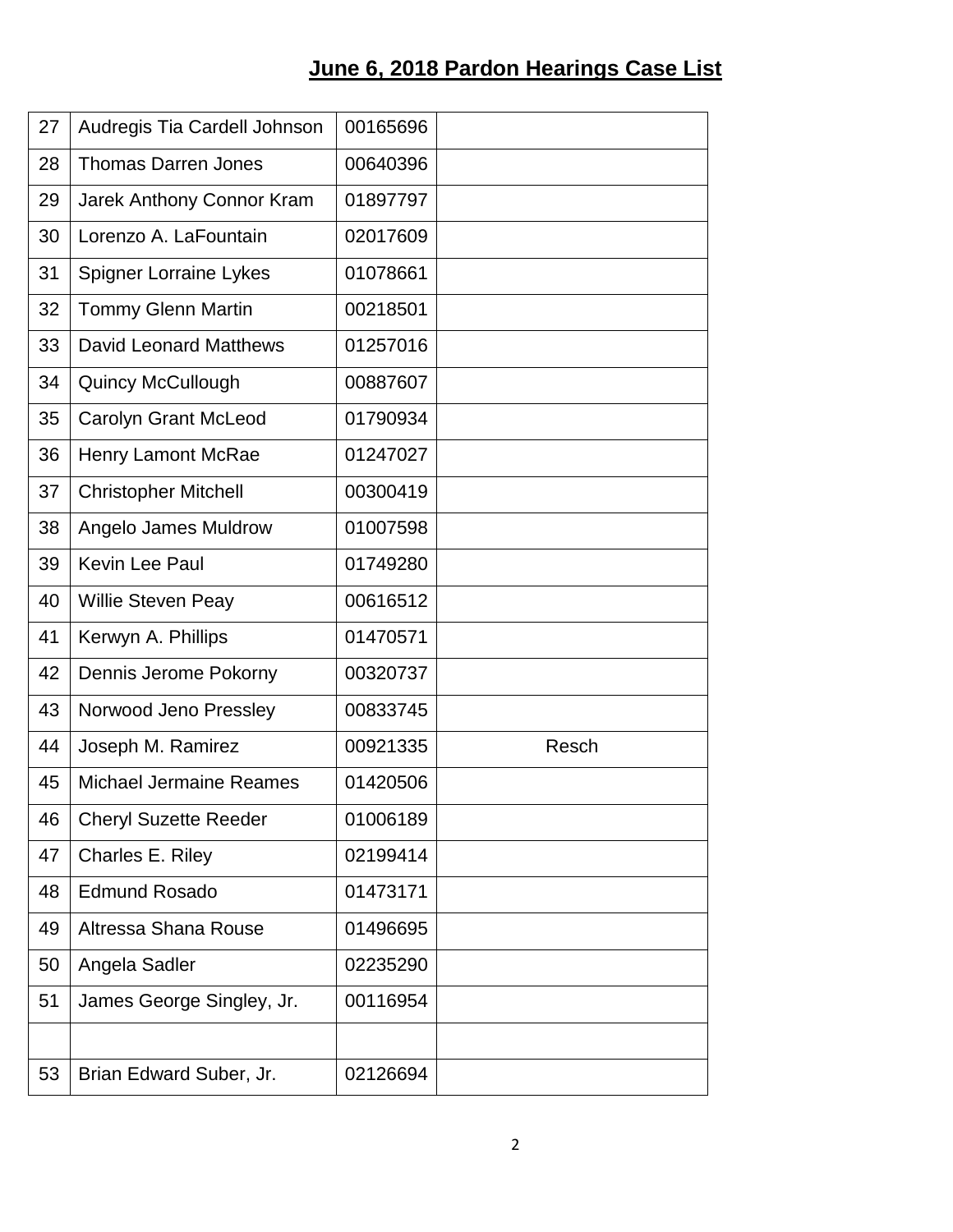## June 6, 2018 Pardon Hearings Case List

| | | | |
|---|---|---|---|
| 27 | Audregis Tia Cardell Johnson | 00165696 | |
| 28 | Thomas Darren Jones | 00640396 | |
| 29 | Jarek Anthony Connor Kram | 01897797 | |
| 30 | Lorenzo A. LaFountain | 02017609 | |
| 31 | Spigner Lorraine Lykes | 01078661 | |
| 32 | Tommy Glenn Martin | 00218501 | |
| 33 | David Leonard Matthews | 01257016 | |
| 34 | Quincy McCullough | 00887607 | |
| 35 | Carolyn Grant McLeod | 01790934 | |
| 36 | Henry Lamont McRae | 01247027 | |
| 37 | Christopher Mitchell | 00300419 | |
| 38 | Angelo James Muldrow | 01007598 | |
| 39 | Kevin Lee Paul | 01749280 | |
| 40 | Willie Steven Peay | 00616512 | |
| 41 | Kerwyn A. Phillips | 01470571 | |
| 42 | Dennis Jerome Pokorny | 00320737 | |
| 43 | Norwood Jeno Pressley | 00833745 | |
| 44 | Joseph M. Ramirez | 00921335 | Resch |
| 45 | Michael Jermaine Reames | 01420506 | |
| 46 | Cheryl Suzette Reeder | 01006189 | |
| 47 | Charles E. Riley | 02199414 | |
| 48 | Edmund Rosado | 01473171 | |
| 49 | Altressa Shana Rouse | 01496695 | |
| 50 | Angela Sadler | 02235290 | |
| 51 | James George Singley, Jr. | 00116954 | |
| | | | |
| 53 | Brian Edward Suber, Jr. | 02126694 | |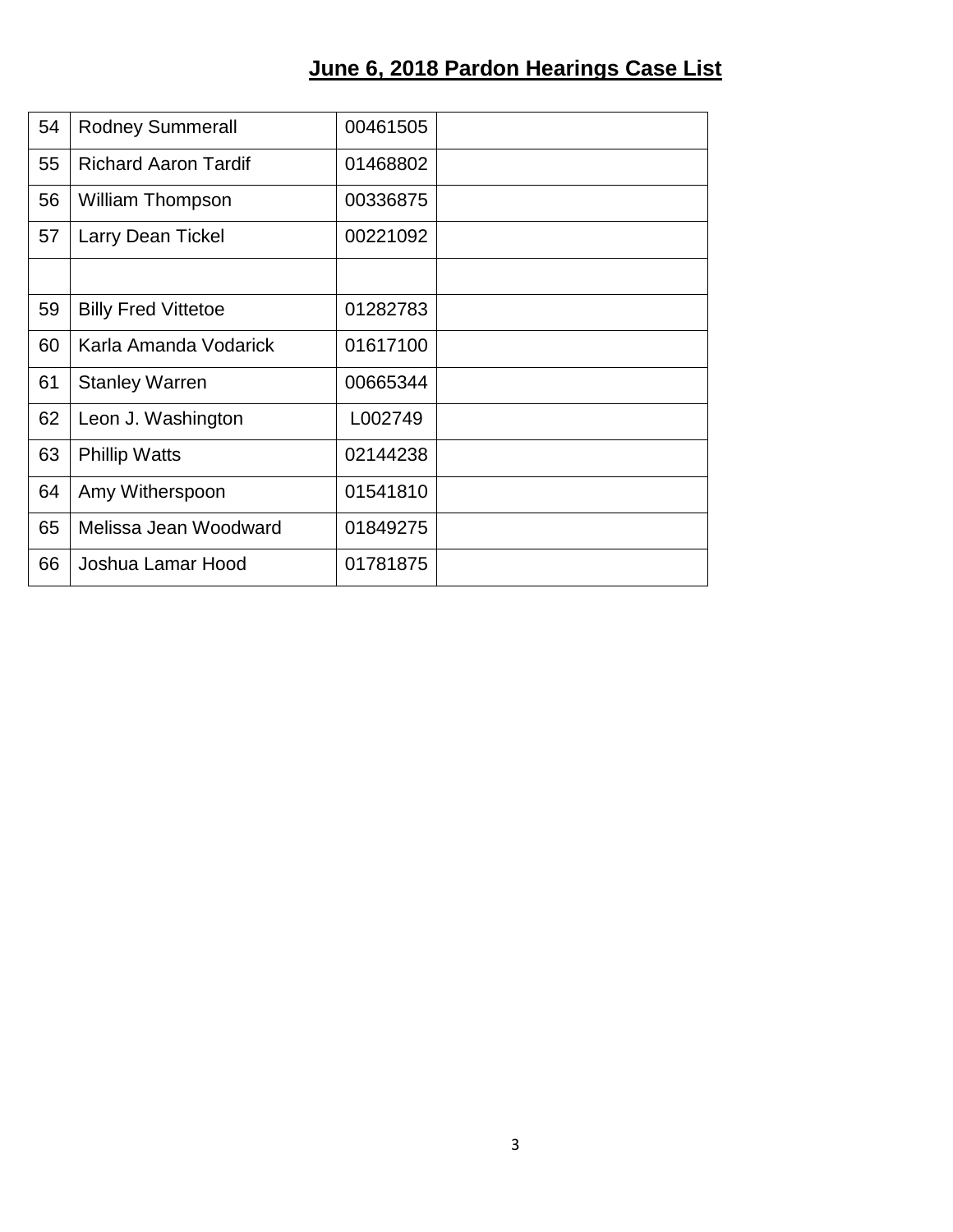## June 6, 2018 Pardon Hearings Case List

| | | | |
|---|---|---|---|
| 54 | Rodney Summerall | 00461505 | |
| 55 | Richard Aaron Tardif | 01468802 | |
| 56 | William Thompson | 00336875 | |
| 57 | Larry Dean Tickel | 00221092 | |
| | | | |
| 59 | Billy Fred Vittetoe | 01282783 | |
| 60 | Karla Amanda Vodarick | 01617100 | |
| 61 | Stanley Warren | 00665344 | |
| 62 | Leon J. Washington | L002749 | |
| 63 | Phillip Watts | 02144238 | |
| 64 | Amy Witherspoon | 01541810 | |
| 65 | Melissa Jean Woodward | 01849275 | |
| 66 | Joshua Lamar Hood | 01781875 | |